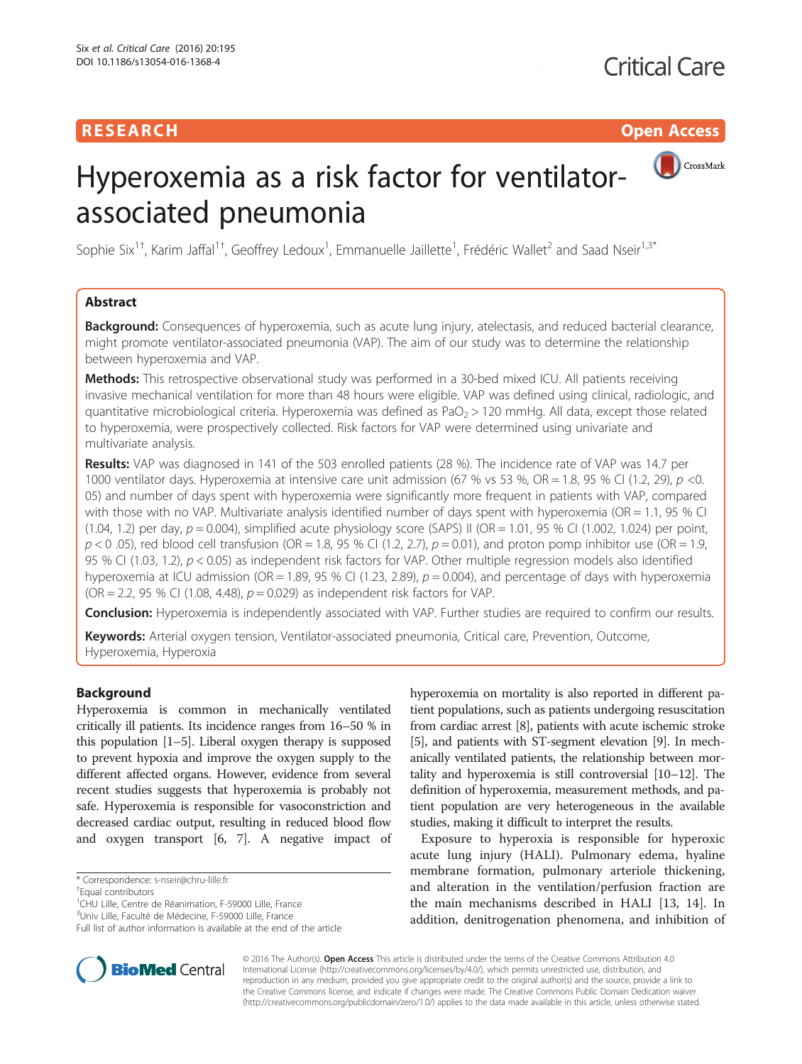RESEARCH

Open Access

# Hyperoxemia as a risk factor for ventilator-associated pneumonia

Sophie Six[1†], Karim Jaffal[1†], Geoffrey Ledoux[1], Emmanuelle Jaillette[1], Frédéric Wallet[2] and Saad Nseir[1,3*]

## Abstract

**Background:** Consequences of hyperoxemia, such as acute lung injury, atelectasis, and reduced bacterial clearance, might promote ventilator-associated pneumonia (VAP). The aim of our study was to determine the relationship between hyperoxemia and VAP.

**Methods:** This retrospective observational study was performed in a 30-bed mixed ICU. All patients receiving invasive mechanical ventilation for more than 48 hours were eligible. VAP was defined using clinical, radiologic, and quantitative microbiological criteria. Hyperoxemia was defined as $PaO_2 > 120$ mmHg. All data, except those related to hyperoxemia, were prospectively collected. Risk factors for VAP were determined using univariate and multivariate analysis.

**Results:** VAP was diagnosed in 141 of the 503 enrolled patients (28 %). The incidence rate of VAP was 14.7 per 1000 ventilator days. Hyperoxemia at intensive care unit admission (67 % vs 53 %, OR = 1.8, 95 % CI (1.2, 29), $p$ <0. 05) and number of days spent with hyperoxemia were significantly more frequent in patients with VAP, compared with those with no VAP. Multivariate analysis identified number of days spent with hyperoxemia (OR = 1.1, 95 % CI (1.04, 1.2) per day, $p = 0.004$), simplified acute physiology score (SAPS) II (OR = 1.01, 95 % CI (1.002, 1.024) per point, $p$ < 0 .05), red blood cell transfusion (OR = 1.8, 95 % CI (1.2, 2.7), $p = 0.01$), and proton pomp inhibitor use (OR = 1.9, 95 % CI (1.03, 1.2), $p < 0.05$) as independent risk factors for VAP. Other multiple regression models also identified hyperoxemia at ICU admission (OR = 1.89, 95 % CI (1.23, 2.89), $p = 0.004$), and percentage of days with hyperoxemia (OR = 2.2, 95 % CI (1.08, 4.48), $p = 0.029$) as independent risk factors for VAP.

**Conclusion:** Hyperoxemia is independently associated with VAP. Further studies are required to confirm our results.

**Keywords:** Arterial oxygen tension, Ventilator-associated pneumonia, Critical care, Prevention, Outcome, Hyperoxemia, Hyperoxia

## Background

Hyperoxemia is common in mechanically ventilated critically ill patients. Its incidence ranges from 16–50 % in this population [1–5]. Liberal oxygen therapy is supposed to prevent hypoxia and improve the oxygen supply to the different affected organs. However, evidence from several recent studies suggests that hyperoxemia is probably not safe. Hyperoxemia is responsible for vasoconstriction and decreased cardiac output, resulting in reduced blood flow and oxygen transport [6, 7]. A negative impact of hyperoxemia on mortality is also reported in different patient populations, such as patients undergoing resuscitation from cardiac arrest [8], patients with acute ischemic stroke [5], and patients with ST-segment elevation [9]. In mechanically ventilated patients, the relationship between mortality and hyperoxemia is still controversial [10–12]. The definition of hyperoxemia, measurement methods, and patient population are very heterogeneous in the available studies, making it difficult to interpret the results.

Exposure to hyperoxia is responsible for hyperoxic acute lung injury (HALI). Pulmonary edema, hyaline membrane formation, pulmonary arteriole thickening, and alteration in the ventilation/perfusion fraction are the main mechanisms described in HALI [13, 14]. In addition, denitrogenation phenomena, and inhibition of

\* Correspondence: s-nseir@chru-lille.fr

†Equal contributors

[1]CHU Lille, Centre de Réanimation, F-59000 Lille, France

[3]Univ Lille, Faculté de Médecine, F-59000 Lille, France

Full list of author information is available at the end of the article

© 2016 The Author(s). **Open Access** This article is distributed under the terms of the Creative Commons Attribution 4.0 International License (http://creativecommons.org/licenses/by/4.0/), which permits unrestricted use, distribution, and reproduction in any medium, provided you give appropriate credit to the original author(s) and the source, provide a link to the Creative Commons license, and indicate if changes were made. The Creative Commons Public Domain Dedication waiver (http://creativecommons.org/publicdomain/zero/1.0/) applies to the data made available in this article, unless otherwise stated.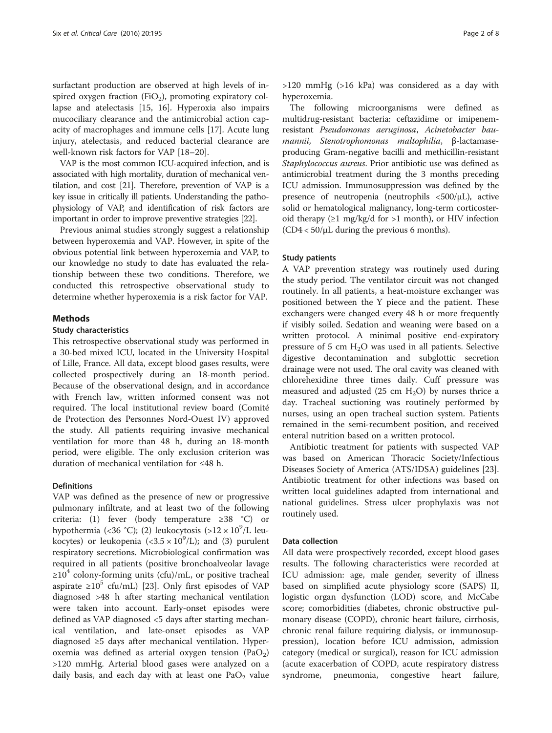surfactant production are observed at high levels of inspired oxygen fraction ($FiO_2$), promoting expiratory collapse and atelectasis [15, 16]. Hyperoxia also impairs mucociliary clearance and the antimicrobial action capacity of macrophages and immune cells [17]. Acute lung injury, atelectasis, and reduced bacterial clearance are well-known risk factors for VAP [18–20].

VAP is the most common ICU-acquired infection, and is associated with high mortality, duration of mechanical ventilation, and cost [21]. Therefore, prevention of VAP is a key issue in critically ill patients. Understanding the pathophysiology of VAP, and identification of risk factors are important in order to improve preventive strategies [22].

Previous animal studies strongly suggest a relationship between hyperoxemia and VAP. However, in spite of the obvious potential link between hyperoxemia and VAP, to our knowledge no study to date has evaluated the relationship between these two conditions. Therefore, we conducted this retrospective observational study to determine whether hyperoxemia is a risk factor for VAP.

## Methods

### Study characteristics

This retrospective observational study was performed in a 30-bed mixed ICU, located in the University Hospital of Lille, France. All data, except blood gases results, were collected prospectively during an 18-month period. Because of the observational design, and in accordance with French law, written informed consent was not required. The local institutional review board (Comité de Protection des Personnes Nord-Ouest IV) approved the study. All patients requiring invasive mechanical ventilation for more than 48 h, during an 18-month period, were eligible. The only exclusion criterion was duration of mechanical ventilation for ≤48 h.

### Definitions

VAP was defined as the presence of new or progressive pulmonary infiltrate, and at least two of the following criteria: (1) fever (body temperature ≥38 °C) or hypothermia (<36 °C); (2) leukocytosis ($>12 \times 10^9$/L leukocytes) or leukopenia ($<3.5 \times 10^9$/L); and (3) purulent respiratory secretions. Microbiological confirmation was required in all patients (positive bronchoalveolar lavage $\geq 10^4$ colony-forming units (cfu)/mL, or positive tracheal aspirate $\geq 10^5$ cfu/mL) [23]. Only first episodes of VAP diagnosed >48 h after starting mechanical ventilation were taken into account. Early-onset episodes were defined as VAP diagnosed <5 days after starting mechanical ventilation, and late-onset episodes as VAP diagnosed ≥5 days after mechanical ventilation. Hyperoxemia was defined as arterial oxygen tension ($PaO_2$) >120 mmHg. Arterial blood gases were analyzed on a daily basis, and each day with at least one $PaO_2$ value >120 mmHg (>16 kPa) was considered as a day with hyperoxemia.

The following microorganisms were defined as multidrug-resistant bacteria: ceftazidime or imipenem-resistant *Pseudomonas aeruginosa*, *Acinetobacter baumannii*, *Stenotrophomonas maltophilia*, β-lactamase-producing Gram-negative bacilli and methicillin-resistant *Staphylococcus aureus*. Prior antibiotic use was defined as antimicrobial treatment during the 3 months preceding ICU admission. Immunosuppression was defined by the presence of neutropenia (neutrophils <500/μL), active solid or hematological malignancy, long-term corticosteroid therapy (≥1 mg/kg/d for >1 month), or HIV infection (CD4 < 50/μL during the previous 6 months).

### Study patients

A VAP prevention strategy was routinely used during the study period. The ventilator circuit was not changed routinely. In all patients, a heat-moisture exchanger was positioned between the Y piece and the patient. These exchangers were changed every 48 h or more frequently if visibly soiled. Sedation and weaning were based on a written protocol. A minimal positive end-expiratory pressure of 5 cm $H_2O$ was used in all patients. Selective digestive decontamination and subglottic secretion drainage were not used. The oral cavity was cleaned with chlorehexidine three times daily. Cuff pressure was measured and adjusted (25 cm $H_2O$) by nurses thrice a day. Tracheal suctioning was routinely performed by nurses, using an open tracheal suction system. Patients remained in the semi-recumbent position, and received enteral nutrition based on a written protocol.

Antibiotic treatment for patients with suspected VAP was based on American Thoracic Society/Infectious Diseases Society of America (ATS/IDSA) guidelines [23]. Antibiotic treatment for other infections was based on written local guidelines adapted from international and national guidelines. Stress ulcer prophylaxis was not routinely used.

### Data collection

All data were prospectively recorded, except blood gases results. The following characteristics were recorded at ICU admission: age, male gender, severity of illness based on simplified acute physiology score (SAPS) II, logistic organ dysfunction (LOD) score, and McCabe score; comorbidities (diabetes, chronic obstructive pulmonary disease (COPD), chronic heart failure, cirrhosis, chronic renal failure requiring dialysis, or immunosuppression), location before ICU admission, admission category (medical or surgical), reason for ICU admission (acute exacerbation of COPD, acute respiratory distress syndrome, pneumonia, congestive heart failure,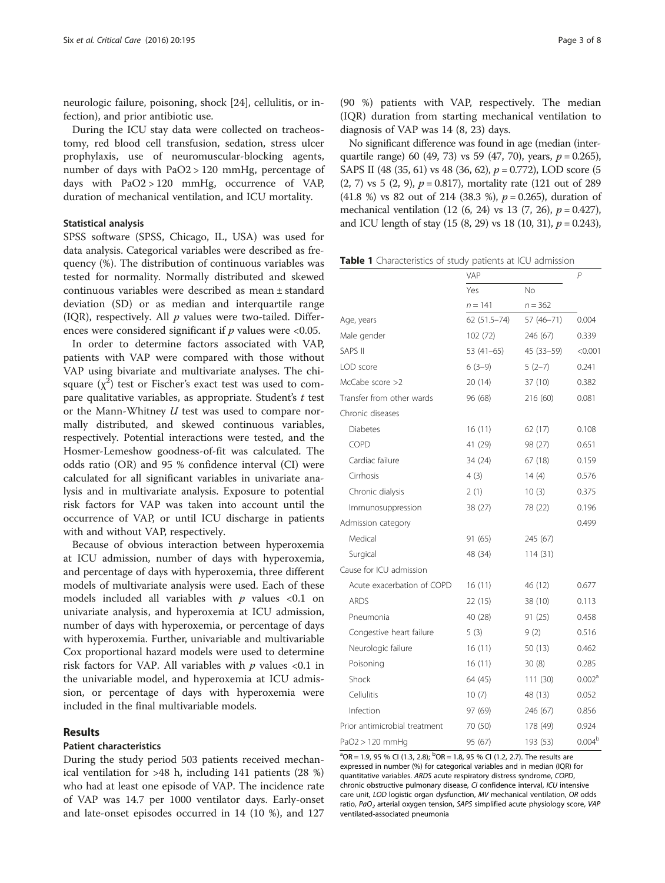neurologic failure, poisoning, shock [24], cellulitis, or infection), and prior antibiotic use.

During the ICU stay data were collected on tracheostomy, red blood cell transfusion, sedation, stress ulcer prophylaxis, use of neuromuscular-blocking agents, number of days with PaO2 > 120 mmHg, percentage of days with PaO2 > 120 mmHg, occurrence of VAP, duration of mechanical ventilation, and ICU mortality.

### Statistical analysis

SPSS software (SPSS, Chicago, IL, USA) was used for data analysis. Categorical variables were described as frequency (%). The distribution of continuous variables was tested for normality. Normally distributed and skewed continuous variables were described as mean ± standard deviation (SD) or as median and interquartile range (IQR), respectively. All $p$ values were two-tailed. Differences were considered significant if $p$ values were <0.05.

In order to determine factors associated with VAP, patients with VAP were compared with those without VAP using bivariate and multivariate analyses. The chi-square ($\chi^2$) test or Fischer's exact test was used to compare qualitative variables, as appropriate. Student's $t$ test or the Mann-Whitney $U$ test was used to compare normally distributed, and skewed continuous variables, respectively. Potential interactions were tested, and the Hosmer-Lemeshow goodness-of-fit was calculated. The odds ratio (OR) and 95 % confidence interval (CI) were calculated for all significant variables in univariate analysis and in multivariate analysis. Exposure to potential risk factors for VAP was taken into account until the occurrence of VAP, or until ICU discharge in patients with and without VAP, respectively.

Because of obvious interaction between hyperoxemia at ICU admission, number of days with hyperoxemia, and percentage of days with hyperoxemia, three different models of multivariate analysis were used. Each of these models included all variables with $p$ values <0.1 on univariate analysis, and hyperoxemia at ICU admission, number of days with hyperoxemia, or percentage of days with hyperoxemia. Further, univariable and multivariable Cox proportional hazard models were used to determine risk factors for VAP. All variables with $p$ values <0.1 in the univariable model, and hyperoxemia at ICU admission, or percentage of days with hyperoxemia were included in the final multivariable models.

## Results

### Patient characteristics

During the study period 503 patients received mechanical ventilation for >48 h, including 141 patients (28 %) who had at least one episode of VAP. The incidence rate of VAP was 14.7 per 1000 ventilator days. Early-onset and late-onset episodes occurred in 14 (10 %), and 127 (90 %) patients with VAP, respectively. The median (IQR) duration from starting mechanical ventilation to diagnosis of VAP was 14 (8, 23) days.

No significant difference was found in age (median (interquartile range) 60 (49, 73) vs 59 (47, 70), years, $p = 0.265$), SAPS II (48 (35, 61) vs 48 (36, 62), $p = 0.772$), LOD score (5 (2, 7) vs 5 (2, 9), $p = 0.817$), mortality rate (121 out of 289 (41.8 %) vs 82 out of 214 (38.3 %), $p = 0.265$), duration of mechanical ventilation (12 (6, 24) vs 13 (7, 26), $p = 0.427$), and ICU length of stay (15 (8, 29) vs 18 (10, 31), $p = 0.243$),

**Table 1** Characteristics of study patients at ICU admission

| | VAP | | *P* |
|---|---|---|---|
| | Yes | No | |
| | n = 141 | n = 362 | |
| Age, years | 62 (51.5–74) | 57 (46–71) | 0.004 |
| Male gender | 102 (72) | 246 (67) | 0.339 |
| SAPS II | 53 (41–65) | 45 (33–59) | <0.001 |
| LOD score | 6 (3–9) | 5 (2–7) | 0.241 |
| McCabe score >2 | 20 (14) | 37 (10) | 0.382 |
| Transfer from other wards | 96 (68) | 216 (60) | 0.081 |
| Chronic diseases | | | |
| Diabetes | 16 (11) | 62 (17) | 0.108 |
| COPD | 41 (29) | 98 (27) | 0.651 |
| Cardiac failure | 34 (24) | 67 (18) | 0.159 |
| Cirrhosis | 4 (3) | 14 (4) | 0.576 |
| Chronic dialysis | 2 (1) | 10 (3) | 0.375 |
| Immunosuppression | 38 (27) | 78 (22) | 0.196 |
| Admission category | | | 0.499 |
| Medical | 91 (65) | 245 (67) | |
| Surgical | 48 (34) | 114 (31) | |
| Cause for ICU admission | | | |
| Acute exacerbation of COPD | 16 (11) | 46 (12) | 0.677 |
| ARDS | 22 (15) | 38 (10) | 0.113 |
| Pneumonia | 40 (28) | 91 (25) | 0.458 |
| Congestive heart failure | 5 (3) | 9 (2) | 0.516 |
| Neurologic failure | 16 (11) | 50 (13) | 0.462 |
| Poisoning | 16 (11) | 30 (8) | 0.285 |
| Shock | 64 (45) | 111 (30) | 0.002[a] |
| Cellulitis | 10 (7) | 48 (13) | 0.052 |
| Infection | 97 (69) | 246 (67) | 0.856 |
| Prior antimicrobial treatment | 70 (50) | 178 (49) | 0.924 |
| PaO2 > 120 mmHg | 95 (67) | 193 (53) | 0.004[b] |

[a]OR = 1.9, 95 % CI (1.3, 2.8); [b]OR = 1.8, 95 % CI (1.2, 2.7). The results are expressed in number (%) for categorical variables and in median (IQR) for quantitative variables. *ARDS* acute respiratory distress syndrome, *COPD*, chronic obstructive pulmonary disease, *CI* confidence interval, *ICU* intensive care unit, *LOD* logistic organ dysfunction, *MV* mechanical ventilation, *OR* odds ratio, $PaO_2$ arterial oxygen tension, *SAPS* simplified acute physiology score, *VAP* ventilated-associated pneumonia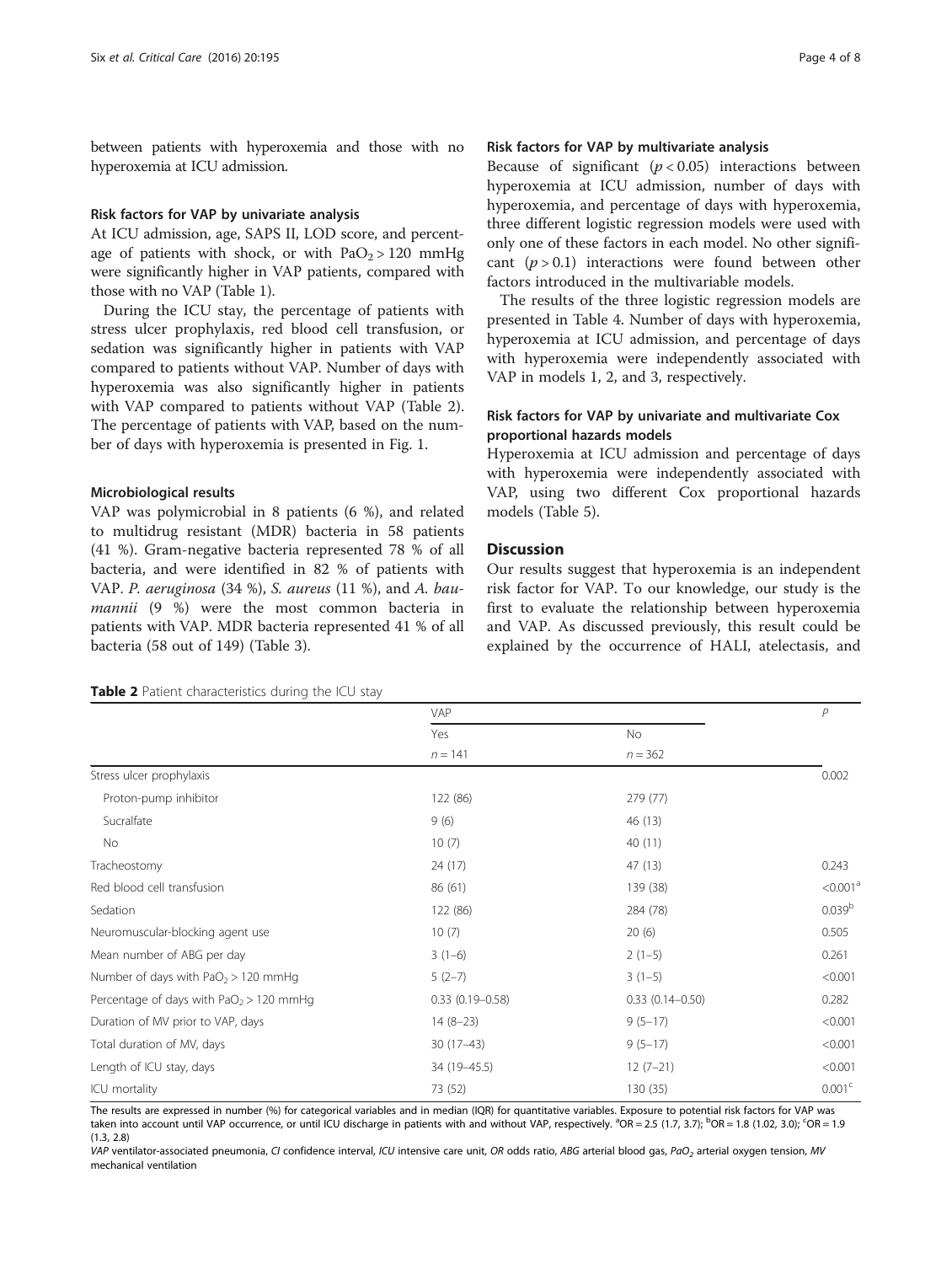between patients with hyperoxemia and those with no hyperoxemia at ICU admission.

### Risk factors for VAP by univariate analysis

At ICU admission, age, SAPS II, LOD score, and percentage of patients with shock, or with $PaO_2 > 120$ mmHg were significantly higher in VAP patients, compared with those with no VAP (Table 1).

During the ICU stay, the percentage of patients with stress ulcer prophylaxis, red blood cell transfusion, or sedation was significantly higher in patients with VAP compared to patients without VAP. Number of days with hyperoxemia was also significantly higher in patients with VAP compared to patients without VAP (Table 2). The percentage of patients with VAP, based on the number of days with hyperoxemia is presented in Fig. 1.

### Microbiological results

VAP was polymicrobial in 8 patients (6 %), and related to multidrug resistant (MDR) bacteria in 58 patients (41 %). Gram-negative bacteria represented 78 % of all bacteria, and were identified in 82 % of patients with VAP. *P. aeruginosa* (34 %), *S. aureus* (11 %), and *A. baumannii* (9 %) were the most common bacteria in patients with VAP. MDR bacteria represented 41 % of all bacteria (58 out of 149) (Table 3).

### Risk factors for VAP by multivariate analysis

Because of significant ($p < 0.05$) interactions between hyperoxemia at ICU admission, number of days with hyperoxemia, and percentage of days with hyperoxemia, three different logistic regression models were used with only one of these factors in each model. No other significant ($p > 0.1$) interactions were found between other factors introduced in the multivariable models.

The results of the three logistic regression models are presented in Table 4. Number of days with hyperoxemia, hyperoxemia at ICU admission, and percentage of days with hyperoxemia were independently associated with VAP in models 1, 2, and 3, respectively.

### Risk factors for VAP by univariate and multivariate Cox proportional hazards models

Hyperoxemia at ICU admission and percentage of days with hyperoxemia were independently associated with VAP, using two different Cox proportional hazards models (Table 5).

## Discussion

Our results suggest that hyperoxemia is an independent risk factor for VAP. To our knowledge, our study is the first to evaluate the relationship between hyperoxemia and VAP. As discussed previously, this result could be explained by the occurrence of HALI, atelectasis, and

**Table 2** Patient characteristics during the ICU stay

| | VAP | | *P* |
|---|---|---|---|
| | Yes | No | |
| | n = 141 | n = 362 | |
| Stress ulcer prophylaxis | | | 0.002 |
| Proton-pump inhibitor | 122 (86) | 279 (77) | |
| Sucralfate | 9 (6) | 46 (13) | |
| No | 10 (7) | 40 (11) | |
| Tracheostomy | 24 (17) | 47 (13) | 0.243 |
| Red blood cell transfusion | 86 (61) | 139 (38) | <0.001[a] |
| Sedation | 122 (86) | 284 (78) | 0.039[b] |
| Neuromuscular-blocking agent use | 10 (7) | 20 (6) | 0.505 |
| Mean number of ABG per day | 3 (1–6) | 2 (1–5) | 0.261 |
| Number of days with $PaO_2 > 120$ mmHg | 5 (2–7) | 3 (1–5) | <0.001 |
| Percentage of days with $PaO_2 > 120$ mmHg | 0.33 (0.19–0.58) | 0.33 (0.14–0.50) | 0.282 |
| Duration of MV prior to VAP, days | 14 (8–23) | 9 (5–17) | <0.001 |
| Total duration of MV, days | 30 (17–43) | 9 (5–17) | <0.001 |
| Length of ICU stay, days | 34 (19–45.5) | 12 (7–21) | <0.001 |
| ICU mortality | 73 (52) | 130 (35) | 0.001[c] |

The results are expressed in number (%) for categorical variables and in median (IQR) for quantitative variables. Exposure to potential risk factors for VAP was taken into account until VAP occurrence, or until ICU discharge in patients with and without VAP, respectively. [a]OR = 2.5 (1.7, 3.7); [b]OR = 1.8 (1.02, 3.0); [c]OR = 1.9 (1.3, 2.8)

*VAP* ventilator-associated pneumonia, *CI* confidence interval, *ICU* intensive care unit, *OR* odds ratio, *ABG* arterial blood gas, $PaO_2$ arterial oxygen tension, *MV* mechanical ventilation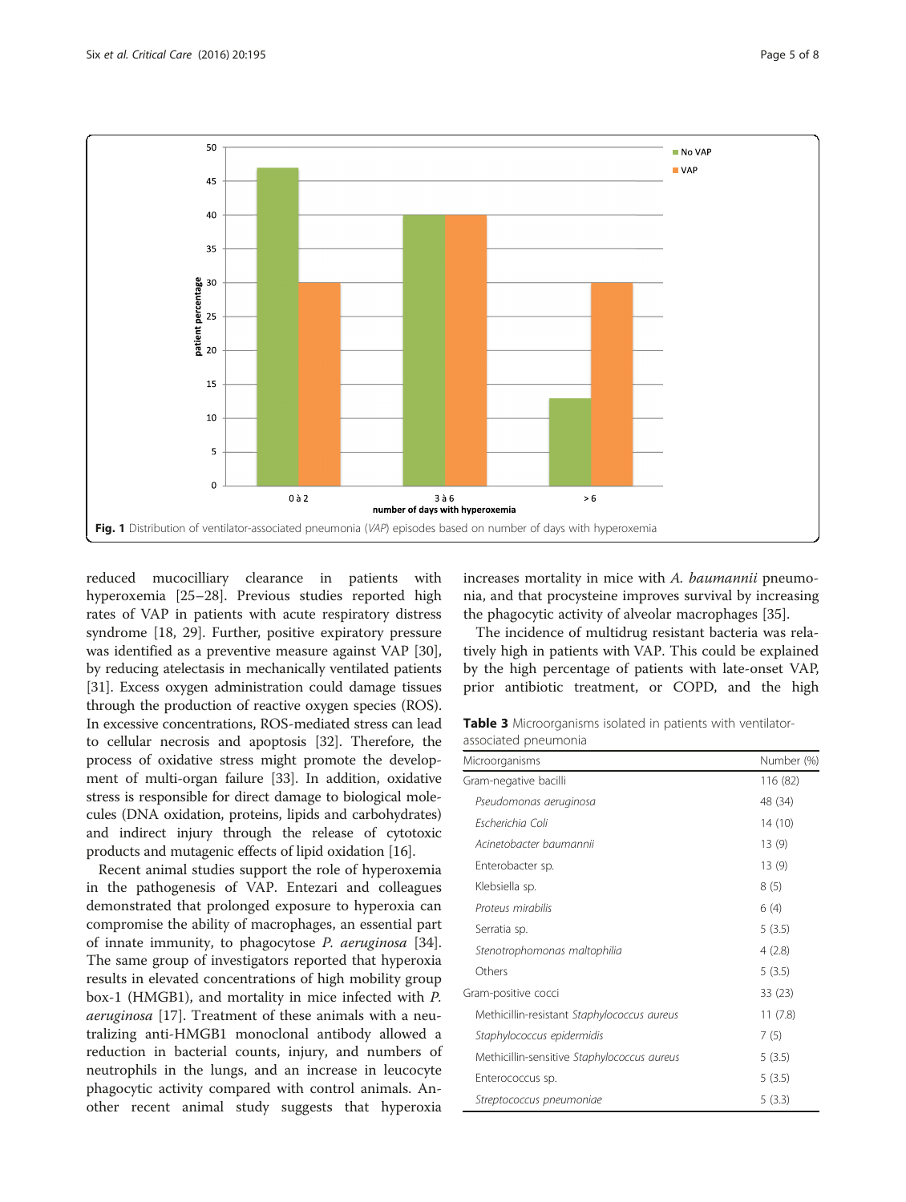Fig. 1 Distribution of ventilator-associated pneumonia (*VAP*) episodes based on number of days with hyperoxemia

reduced mucocilliary clearance in patients with hyperoxemia [25–28]. Previous studies reported high rates of VAP in patients with acute respiratory distress syndrome [18, 29]. Further, positive expiratory pressure was identified as a preventive measure against VAP [30], by reducing atelectasis in mechanically ventilated patients [31]. Excess oxygen administration could damage tissues through the production of reactive oxygen species (ROS). In excessive concentrations, ROS-mediated stress can lead to cellular necrosis and apoptosis [32]. Therefore, the process of oxidative stress might promote the development of multi-organ failure [33]. In addition, oxidative stress is responsible for direct damage to biological molecules (DNA oxidation, proteins, lipids and carbohydrates) and indirect injury through the release of cytotoxic products and mutagenic effects of lipid oxidation [16].

Recent animal studies support the role of hyperoxemia in the pathogenesis of VAP. Entezari and colleagues demonstrated that prolonged exposure to hyperoxia can compromise the ability of macrophages, an essential part of innate immunity, to phagocytose *P. aeruginosa* [34]. The same group of investigators reported that hyperoxia results in elevated concentrations of high mobility group box-1 (HMGB1), and mortality in mice infected with *P. aeruginosa* [17]. Treatment of these animals with a neutralizing anti-HMGB1 monoclonal antibody allowed a reduction in bacterial counts, injury, and numbers of neutrophils in the lungs, and an increase in leucocyte phagocytic activity compared with control animals. Another recent animal study suggests that hyperoxia increases mortality in mice with *A. baumannii* pneumonia, and that procysteine improves survival by increasing the phagocytic activity of alveolar macrophages [35].

The incidence of multidrug resistant bacteria was relatively high in patients with VAP. This could be explained by the high percentage of patients with late-onset VAP, prior antibiotic treatment, or COPD, and the high

**Table 3** Microorganisms isolated in patients with ventilator-associated pneumonia

| Microorganisms | Number (%) |
|---|---|
| Gram-negative bacilli | 116 (82) |
| *Pseudomonas aeruginosa* | 48 (34) |
| *Escherichia Coli* | 14 (10) |
| *Acinetobacter baumannii* | 13 (9) |
| Enterobacter sp. | 13 (9) |
| Klebsiella sp. | 8 (5) |
| *Proteus mirabilis* | 6 (4) |
| Serratia sp. | 5 (3.5) |
| *Stenotrophomonas maltophilia* | 4 (2.8) |
| Others | 5 (3.5) |
| Gram-positive cocci | 33 (23) |
| Methicillin-resistant *Staphylococcus aureus* | 11 (7.8) |
| *Staphylococcus epidermidis* | 7 (5) |
| Methicillin-sensitive *Staphylococcus aureus* | 5 (3.5) |
| Enterococcus sp. | 5 (3.5) |
| *Streptococcus pneumoniae* | 5 (3.3) |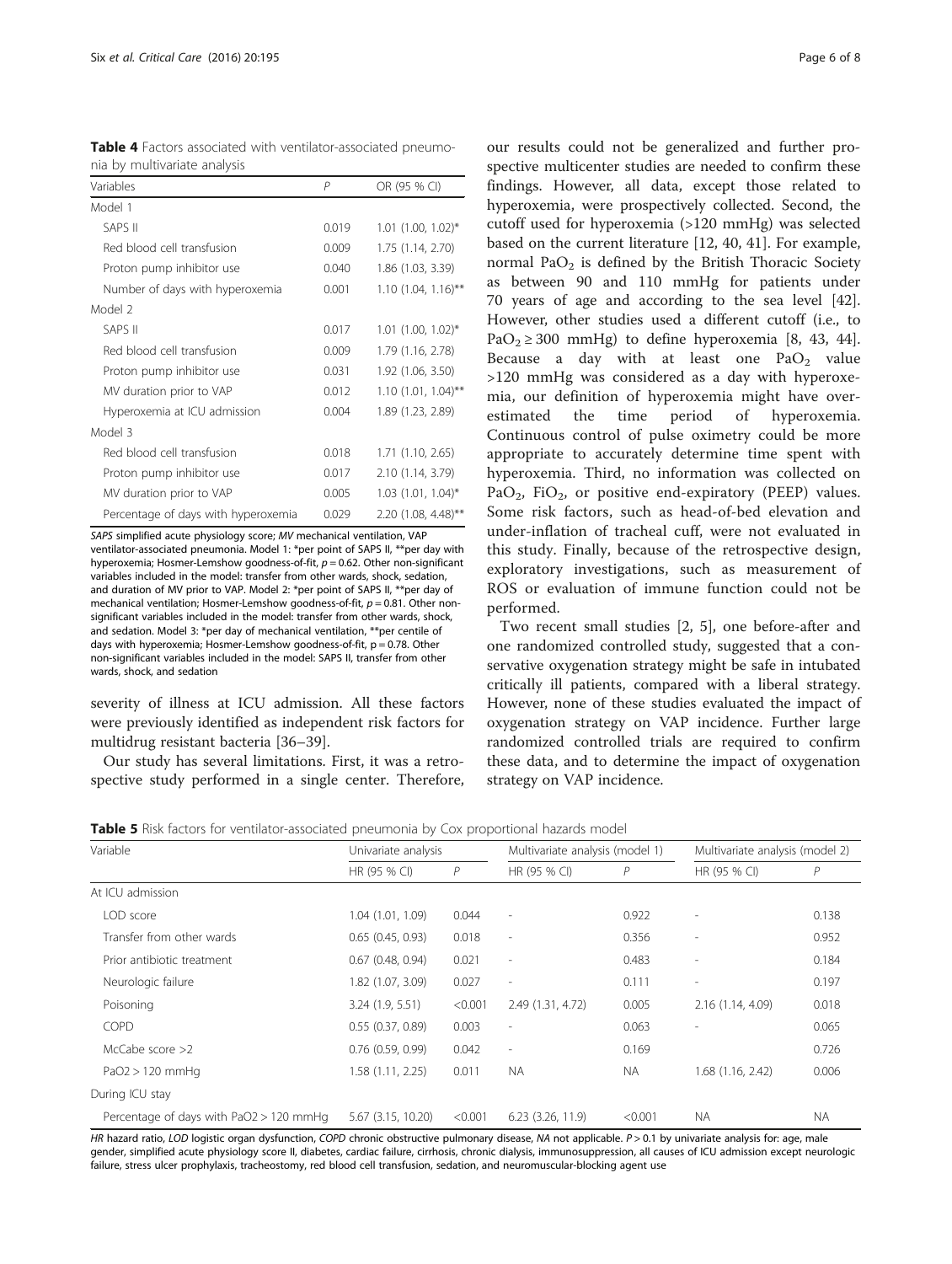**Table 4** Factors associated with ventilator-associated pneumonia by multivariate analysis

| Variables | P | OR (95 % CI) |
|---|---|---|
| Model 1 | | |
| SAPS II | 0.019 | 1.01 (1.00, 1.02)* |
| Red blood cell transfusion | 0.009 | 1.75 (1.14, 2.70) |
| Proton pump inhibitor use | 0.040 | 1.86 (1.03, 3.39) |
| Number of days with hyperoxemia | 0.001 | 1.10 (1.04, 1.16)** |
| Model 2 | | |
| SAPS II | 0.017 | 1.01 (1.00, 1.02)* |
| Red blood cell transfusion | 0.009 | 1.79 (1.16, 2.78) |
| Proton pump inhibitor use | 0.031 | 1.92 (1.06, 3.50) |
| MV duration prior to VAP | 0.012 | 1.10 (1.01, 1.04)** |
| Hyperoxemia at ICU admission | 0.004 | 1.89 (1.23, 2.89) |
| Model 3 | | |
| Red blood cell transfusion | 0.018 | 1.71 (1.10, 2.65) |
| Proton pump inhibitor use | 0.017 | 2.10 (1.14, 3.79) |
| MV duration prior to VAP | 0.005 | 1.03 (1.01, 1.04)* |
| Percentage of days with hyperoxemia | 0.029 | 2.20 (1.08, 4.48)** |

*SAPS* simplified acute physiology score; *MV* mechanical ventilation, VAP ventilator-associated pneumonia. Model 1: *per point of SAPS II, **per day with hyperoxemia; Hosmer-Lemshow goodness-of-fit, $p = 0.62$. Other non-significant variables included in the model: transfer from other wards, shock, sedation, and duration of MV prior to VAP. Model 2: *per point of SAPS II, **per day of mechanical ventilation; Hosmer-Lemshow goodness-of-fit, $p = 0.81$. Other non-significant variables included in the model: transfer from other wards, shock, and sedation. Model 3: *per day of mechanical ventilation, **per centile of days with hyperoxemia; Hosmer-Lemshow goodness-of-fit, $p = 0.78$. Other non-significant variables included in the model: SAPS II, transfer from other wards, shock, and sedation

severity of illness at ICU admission. All these factors were previously identified as independent risk factors for multidrug resistant bacteria [36–39].

Our study has several limitations. First, it was a retrospective study performed in a single center. Therefore, our results could not be generalized and further prospective multicenter studies are needed to confirm these findings. However, all data, except those related to hyperoxemia, were prospectively collected. Second, the cutoff used for hyperoxemia (>120 mmHg) was selected based on the current literature [12, 40, 41]. For example, normal $PaO_2$ is defined by the British Thoracic Society as between 90 and 110 mmHg for patients under 70 years of age and according to the sea level [42]. However, other studies used a different cutoff (i.e., to $PaO_2 \geq 300$ mmHg) to define hyperoxemia [8, 43, 44]. Because a day with at least one $PaO_2$ value >120 mmHg was considered as a day with hyperoxemia, our definition of hyperoxemia might have overestimated the time period of hyperoxemia. Continuous control of pulse oximetry could be more appropriate to accurately determine time spent with hyperoxemia. Third, no information was collected on $PaO_2$, $FiO_2$, or positive end-expiratory (PEEP) values. Some risk factors, such as head-of-bed elevation and under-inflation of tracheal cuff, were not evaluated in this study. Finally, because of the retrospective design, exploratory investigations, such as measurement of ROS or evaluation of immune function could not be performed.

Two recent small studies [2, 5], one before-after and one randomized controlled study, suggested that a conservative oxygenation strategy might be safe in intubated critically ill patients, compared with a liberal strategy. However, none of these studies evaluated the impact of oxygenation strategy on VAP incidence. Further large randomized controlled trials are required to confirm these data, and to determine the impact of oxygenation strategy on VAP incidence.

**Table 5** Risk factors for ventilator-associated pneumonia by Cox proportional hazards model

| Variable | Univariate analysis | | Multivariate analysis (model 1) | | Multivariate analysis (model 2) | |
|---|---|---|---|---|---|---|
| | HR (95 % CI) | P | HR (95 % CI) | P | HR (95 % CI) | P |
| At ICU admission | | | | | | |
| LOD score | 1.04 (1.01, 1.09) | 0.044 | - | 0.922 | - | 0.138 |
| Transfer from other wards | 0.65 (0.45, 0.93) | 0.018 | - | 0.356 | - | 0.952 |
| Prior antibiotic treatment | 0.67 (0.48, 0.94) | 0.021 | - | 0.483 | - | 0.184 |
| Neurologic failure | 1.82 (1.07, 3.09) | 0.027 | - | 0.111 | - | 0.197 |
| Poisoning | 3.24 (1.9, 5.51) | <0.001 | 2.49 (1.31, 4.72) | 0.005 | 2.16 (1.14, 4.09) | 0.018 |
| COPD | 0.55 (0.37, 0.89) | 0.003 | - | 0.063 | - | 0.065 |
| McCabe score >2 | 0.76 (0.59, 0.99) | 0.042 | - | 0.169 | | 0.726 |
| PaO2 > 120 mmHg | 1.58 (1.11, 2.25) | 0.011 | NA | NA | 1.68 (1.16, 2.42) | 0.006 |
| During ICU stay | | | | | | |
| Percentage of days with PaO2 > 120 mmHg | 5.67 (3.15, 10.20) | <0.001 | 6.23 (3.26, 11.9) | <0.001 | NA | NA |

*HR* hazard ratio, *LOD* logistic organ dysfunction, *COPD* chronic obstructive pulmonary disease, *NA* not applicable. $P > 0.1$ by univariate analysis for: age, male gender, simplified acute physiology score II, diabetes, cardiac failure, cirrhosis, chronic dialysis, immunosuppression, all causes of ICU admission except neurologic failure, stress ulcer prophylaxis, tracheostomy, red blood cell transfusion, sedation, and neuromuscular-blocking agent use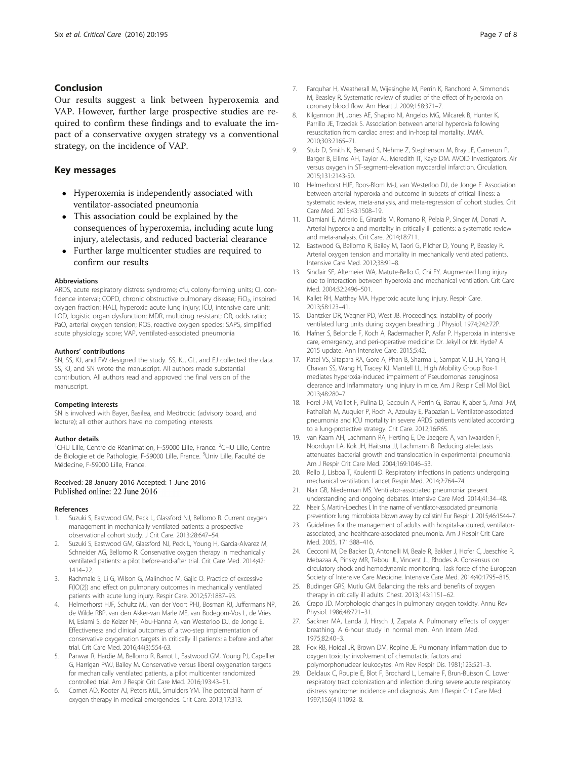## Conclusion

Our results suggest a link between hyperoxemia and VAP. However, further large prospective studies are required to confirm these findings and to evaluate the impact of a conservative oxygen strategy vs a conventional strategy, on the incidence of VAP.

## Key messages

- Hyperoxemia is independently associated with ventilator-associated pneumonia
- This association could be explained by the consequences of hyperoxemia, including acute lung injury, atelectasis, and reduced bacterial clearance
- Further large multicenter studies are required to confirm our results

#### Abbreviations

ARDS, acute respiratory distress syndrome; cfu, colony-forming units; CI, confidence interval; COPD, chronic obstructive pulmonary disease; $FiO_2$, inspired oxygen fraction; HALI, hyperoxic acute lung injury; ICU, intensive care unit; LOD, logistic organ dysfunction; MDR, multidrug resistant; OR, odds ratio; PaO, arterial oxygen tension; ROS, reactive oxygen species; SAPS, simplified acute physiology score; VAP, ventilated-associated pneumonia

#### Authors' contributions

SN, SS, KJ, and FW designed the study. SS, KJ, GL, and EJ collected the data. SS, KJ, and SN wrote the manuscript. All authors made substantial contribution. All authors read and approved the final version of the manuscript.

#### Competing interests

SN is involved with Bayer, Basilea, and Medtrocic (advisory board, and lecture); all other authors have no competing interests.

#### Author details

[1]CHU Lille, Centre de Réanimation, F-59000 Lille, France. [2]CHU Lille, Centre de Biologie et de Pathologie, F-59000 Lille, France. [3]Univ Lille, Faculté de Médecine, F-59000 Lille, France.

Received: 28 January 2016 Accepted: 1 June 2016
Published online: 22 June 2016

#### References

1. Suzuki S, Eastwood GM, Peck L, Glassford NJ, Bellomo R. Current oxygen management in mechanically ventilated patients: a prospective observational cohort study. J Crit Care. 2013;28:647–54.
2. Suzuki S, Eastwood GM, Glassford NJ, Peck L, Young H, Garcia-Alvarez M, Schneider AG, Bellomo R. Conservative oxygen therapy in mechanically ventilated patients: a pilot before-and-after trial. Crit Care Med. 2014;42:1414–22.
3. Rachmale S, Li G, Wilson G, Malinchoc M, Gajic O. Practice of excessive F(IO(2)) and effect on pulmonary outcomes in mechanically ventilated patients with acute lung injury. Respir Care. 2012;57:1887–93.
4. Helmerhorst HJF, Schultz MJ, van der Voort PHJ, Bosman RJ, Juffermans NP, de Wilde RBP, van den Akker-van Marle ME, van Bodegom-Vos L, de Vries M, Eslami S, de Keizer NF, Abu-Hanna A, van Westerloo DJ, de Jonge E. Effectiveness and clinical outcomes of a two-step implementation of conservative oxygenation targets in critically ill patients: a before and after trial. Crit Care Med. 2016;44(3):554-63.
5. Panwar R, Hardie M, Bellomo R, Barrot L, Eastwood GM, Young PJ, Capellier G, Harrigan PWJ, Bailey M. Conservative versus liberal oxygenation targets for mechanically ventilated patients, a pilot multicenter randomized controlled trial. Am J Respir Crit Care Med. 2016;193:43–51.
6. Cornet AD, Kooter AJ, Peters MJL, Smulders YM. The potential harm of oxygen therapy in medical emergencies. Crit Care. 2013;17:313.
7. Farquhar H, Weatherall M, Wijesinghe M, Perrin K, Ranchord A, Simmonds M, Beasley R. Systematic review of studies of the effect of hyperoxia on coronary blood flow. Am Heart J. 2009;158:371–7.
8. Kilgannon JH, Jones AE, Shapiro NI, Angelos MG, Milcarek B, Hunter K, Parrillo JE, Trzeciak S. Association between arterial hyperoxia following resuscitation from cardiac arrest and in-hospital mortality. JAMA. 2010;303:2165–71.
9. Stub D, Smith K, Bernard S, Nehme Z, Stephenson M, Bray JE, Cameron P, Barger B, Ellims AH, Taylor AJ, Meredith IT, Kaye DM. AVOID Investigators. Air versus oxygen in ST-segment-elevation myocardial infarction. Circulation. 2015;131:2143-50.
10. Helmerhorst HJF, Roos-Blom M-J, van Westerloo DJ, de Jonge E. Association between arterial hyperoxia and outcome in subsets of critical illness: a systematic review, meta-analysis, and meta-regression of cohort studies. Crit Care Med. 2015;43:1508–19.
11. Damiani E, Adrario E, Girardis M, Romano R, Pelaia P, Singer M, Donati A. Arterial hyperoxia and mortality in critically ill patients: a systematic review and meta-analysis. Crit Care. 2014;18:711.
12. Eastwood G, Bellomo R, Bailey M, Taori G, Pilcher D, Young P, Beasley R. Arterial oxygen tension and mortality in mechanically ventilated patients. Intensive Care Med. 2012;38:91–8.
13. Sinclair SE, Altemeier WA, Matute-Bello G, Chi EY. Augmented lung injury due to interaction between hyperoxia and mechanical ventilation. Crit Care Med. 2004;32:2496–501.
14. Kallet RH, Matthay MA. Hyperoxic acute lung injury. Respir Care. 2013;58:123–41.
15. Dantzker DR, Wagner PD, West JB. Proceedings: Instability of poorly ventilated lung units during oxygen breathing. J Physiol. 1974;242:72P.
16. Hafner S, Beloncle F, Koch A, Radermacher P, Asfar P. Hyperoxia in intensive care, emergency, and peri-operative medicine: Dr. Jekyll or Mr. Hyde? A 2015 update. Ann Intensive Care. 2015;5:42.
17. Patel VS, Sitapara RA, Gore A, Phan B, Sharma L, Sampat V, Li JH, Yang H, Chavan SS, Wang H, Tracey KJ, Mantell LL. High Mobility Group Box-1 mediates hyperoxia-induced impairment of Pseudomonas aeruginosa clearance and inflammatory lung injury in mice. Am J Respir Cell Mol Biol. 2013;48:280–7.
18. Forel J-M, Voillet F, Pulina D, Gacouin A, Perrin G, Barrau K, aber S, Arnal J-M, Fathallah M, Auquier P, Roch A, Azoulay E, Papazian L. Ventilator-associated pneumonia and ICU mortality in severe ARDS patients ventilated according to a lung-protective strategy. Crit Care. 2012;16:R65.
19. van Kaam AH, Lachmann RA, Herting E, De Jaegere A, van Iwaarden F, Noorduyn LA, Kok JH, Haitsma JJ, Lachmann B. Reducing atelectasis attenuates bacterial growth and translocation in experimental pneumonia. Am J Respir Crit Care Med. 2004;169:1046–53.
20. Rello J, Lisboa T, Koulenti D. Respiratory infections in patients undergoing mechanical ventilation. Lancet Respir Med. 2014;2:764–74.
21. Nair GB, Niederman MS. Ventilator-associated pneumonia: present understanding and ongoing debates. Intensive Care Med. 2014;41:34–48.
22. Nseir S, Martin-Loeches I. In the name of ventilator-associated pneumonia prevention: lung microbiota blown away by colistin! Eur Respir J. 2015;46:1544–7.
23. Guidelines for the management of adults with hospital-acquired, ventilator-associated, and healthcare-associated pneumonia. Am J Respir Crit Care Med. 2005, 171:388–416.
24. Cecconi M, De Backer D, Antonelli M, Beale R, Bakker J, Hofer C, Jaeschke R, Mebazaa A, Pinsky MR, Teboul JL, Vincent JL, Rhodes A. Consensus on circulatory shock and hemodynamic monitoring. Task force of the European Society of Intensive Care Medicine. Intensive Care Med. 2014;40:1795–815.
25. Budinger GRS, Mutlu GM. Balancing the risks and benefits of oxygen therapy in critically ill adults. Chest. 2013;143:1151–62.
26. Crapo JD. Morphologic changes in pulmonary oxygen toxicity. Annu Rev Physiol. 1986;48:721–31.
27. Sackner MA, Landa J, Hirsch J, Zapata A. Pulmonary effects of oxygen breathing. A 6-hour study in normal men. Ann Intern Med. 1975;82:40–3.
28. Fox RB, Hoidal JR, Brown DM, Repine JE. Pulmonary inflammation due to oxygen toxicity: involvement of chemotactic factors and polymorphonuclear leukocytes. Am Rev Respir Dis. 1981;123:521–3.
29. Delclaux C, Roupie E, Blot F, Brochard L, Lemaire F, Brun-Buisson C. Lower respiratory tract colonization and infection during severe acute respiratory distress syndrome: incidence and diagnosis. Am J Respir Crit Care Med. 1997;156(4 I):1092–8.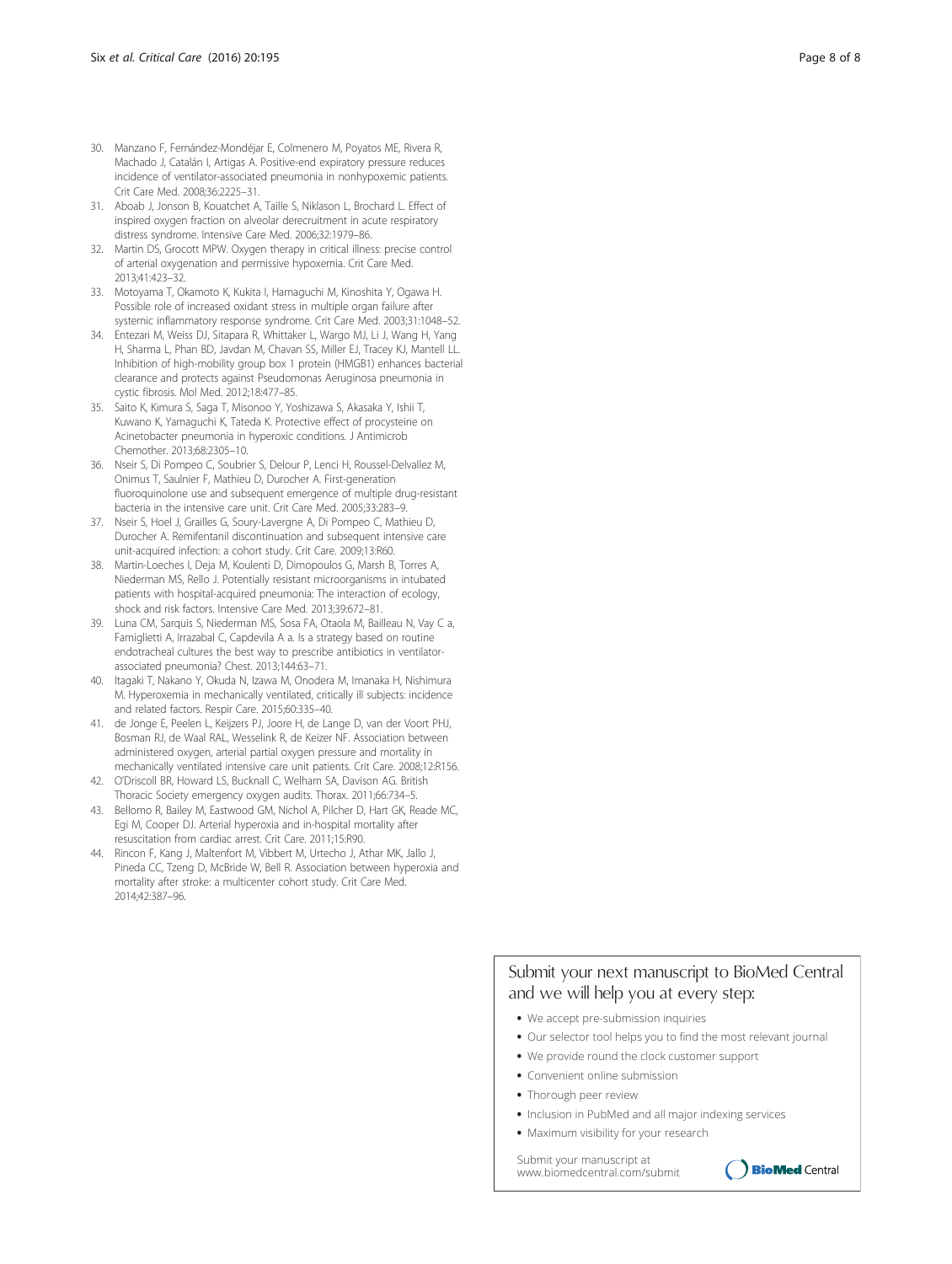30. Manzano F, Fernández-Mondéjar E, Colmenero M, Poyatos ME, Rivera R, Machado J, Catalán I, Artigas A. Positive-end expiratory pressure reduces incidence of ventilator-associated pneumonia in nonhypoxemic patients. Crit Care Med. 2008;36:2225–31.
31. Aboab J, Jonson B, Kouatchet A, Taille S, Niklason L, Brochard L. Effect of inspired oxygen fraction on alveolar derecruitment in acute respiratory distress syndrome. Intensive Care Med. 2006;32:1979–86.
32. Martin DS, Grocott MPW. Oxygen therapy in critical illness: precise control of arterial oxygenation and permissive hypoxemia. Crit Care Med. 2013;41:423–32.
33. Motoyama T, Okamoto K, Kukita I, Hamaguchi M, Kinoshita Y, Ogawa H. Possible role of increased oxidant stress in multiple organ failure after systemic inflammatory response syndrome. Crit Care Med. 2003;31:1048–52.
34. Entezari M, Weiss DJ, Sitapara R, Whittaker L, Wargo MJ, Li J, Wang H, Yang H, Sharma L, Phan BD, Javdan M, Chavan SS, Miller EJ, Tracey KJ, Mantell LL. Inhibition of high-mobility group box 1 protein (HMGB1) enhances bacterial clearance and protects against Pseudomonas Aeruginosa pneumonia in cystic fibrosis. Mol Med. 2012;18:477–85.
35. Saito K, Kimura S, Saga T, Misonoo Y, Yoshizawa S, Akasaka Y, Ishii T, Kuwano K, Yamaguchi K, Tateda K. Protective effect of procysteine on Acinetobacter pneumonia in hyperoxic conditions. J Antimicrob Chemother. 2013;68:2305–10.
36. Nseir S, Di Pompeo C, Soubrier S, Delour P, Lenci H, Roussel-Delvallez M, Onimus T, Saulnier F, Mathieu D, Durocher A. First-generation fluoroquinolone use and subsequent emergence of multiple drug-resistant bacteria in the intensive care unit. Crit Care Med. 2005;33:283–9.
37. Nseir S, Hoel J, Grailles G, Soury-Lavergne A, Di Pompeo C, Mathieu D, Durocher A. Remifentanil discontinuation and subsequent intensive care unit-acquired infection: a cohort study. Crit Care. 2009;13:R60.
38. Martin-Loeches I, Deja M, Koulenti D, Dimopoulos G, Marsh B, Torres A, Niederman MS, Rello J. Potentially resistant microorganisms in intubated patients with hospital-acquired pneumonia: The interaction of ecology, shock and risk factors. Intensive Care Med. 2013;39:672–81.
39. Luna CM, Sarquis S, Niederman MS, Sosa FA, Otaola M, Bailleau N, Vay C a, Famiglietti A, Irrazabal C, Capdevila A a. Is a strategy based on routine endotracheal cultures the best way to prescribe antibiotics in ventilator-associated pneumonia? Chest. 2013;144:63–71.
40. Itagaki T, Nakano Y, Okuda N, Izawa M, Onodera M, Imanaka H, Nishimura M. Hyperoxemia in mechanically ventilated, critically ill subjects: incidence and related factors. Respir Care. 2015;60:335–40.
41. de Jonge E, Peelen L, Keijzers PJ, Joore H, de Lange D, van der Voort PHJ, Bosman RJ, de Waal RAL, Wesselink R, de Keizer NF. Association between administered oxygen, arterial partial oxygen pressure and mortality in mechanically ventilated intensive care unit patients. Crit Care. 2008;12:R156.
42. O'Driscoll BR, Howard LS, Bucknall C, Welham SA, Davison AG. British Thoracic Society emergency oxygen audits. Thorax. 2011;66:734–5.
43. Bellomo R, Bailey M, Eastwood GM, Nichol A, Pilcher D, Hart GK, Reade MC, Egi M, Cooper DJ. Arterial hyperoxia and in-hospital mortality after resuscitation from cardiac arrest. Crit Care. 2011;15:R90.
44. Rincon F, Kang J, Maltenfort M, Vibbert M, Urtecho J, Athar MK, Jallo J, Pineda CC, Tzeng D, McBride W, Bell R. Association between hyperoxia and mortality after stroke: a multicenter cohort study. Crit Care Med. 2014;42:387–96.

Submit your next manuscript to BioMed Central and we will help you at every step:

- We accept pre-submission inquiries
- Our selector tool helps you to find the most relevant journal
- We provide round the clock customer support
- Convenient online submission
- Thorough peer review
- Inclusion in PubMed and all major indexing services
- Maximum visibility for your research

Submit your manuscript at www.biomedcentral.com/submit

BioMed Central